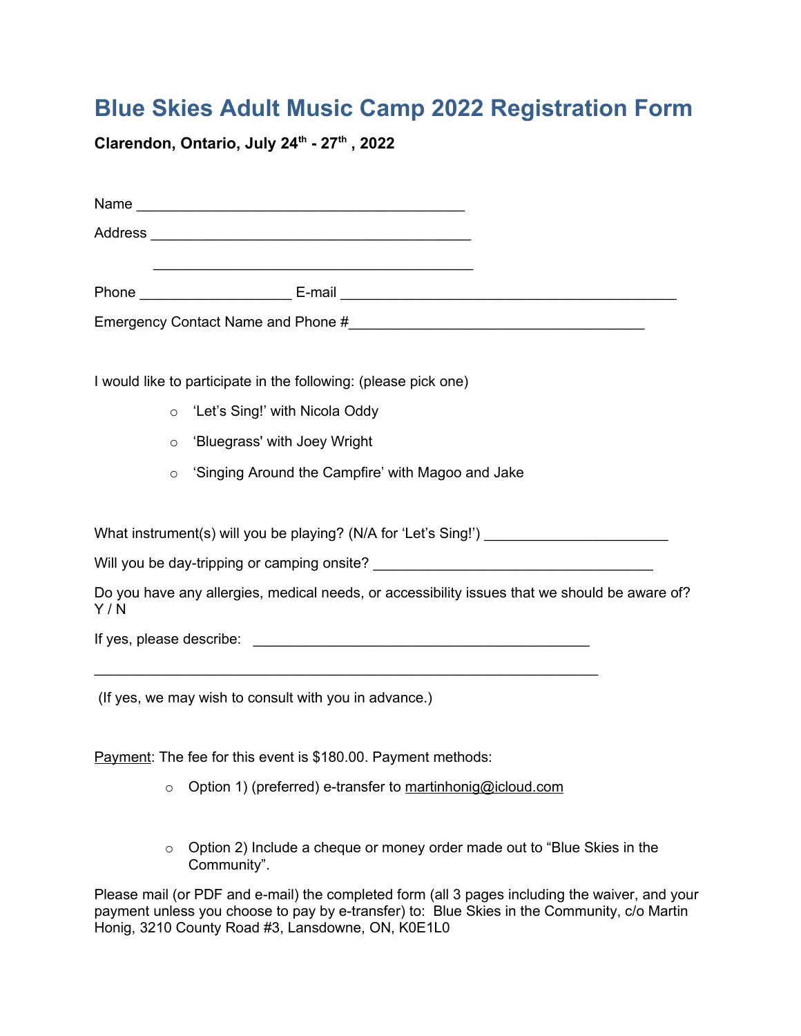# Blue Skies Adult Music Camp 2022 Registration Form

**Clarendon, Ontario, July 24th - 27th , 2022**

Name ________________________________________

Address ________________________________________

________________________________________

Phone ___________________ E-mail __________________________________________

Emergency Contact Name and Phone #____________________________________

I would like to participate in the following: (please pick one)

- ‘Let’s Sing!’ with Nicola Oddy
- ‘Bluegrass' with Joey Wright
- ‘Singing Around the Campfire’ with Magoo and Jake

What instrument(s) will you be playing? (N/A for ‘Let’s Sing!’) ______________________

Will you be day-tripping or camping onsite? ___________________________________

Do you have any allergies, medical needs, or accessibility issues that we should be aware of? Y / N

If yes, please describe: ___________________________________________

_______________________________________________________________

(If yes, we may wish to consult with you in advance.)

Payment: The fee for this event is $180.00. Payment methods:

- Option 1) (preferred) e-transfer to martinhonig@icloud.com
- Option 2) Include a cheque or money order made out to “Blue Skies in the Community”.

Please mail (or PDF and e-mail) the completed form (all 3 pages including the waiver, and your payment unless you choose to pay by e-transfer) to: Blue Skies in the Community, c/o Martin Honig, 3210 County Road #3, Lansdowne, ON, K0E1L0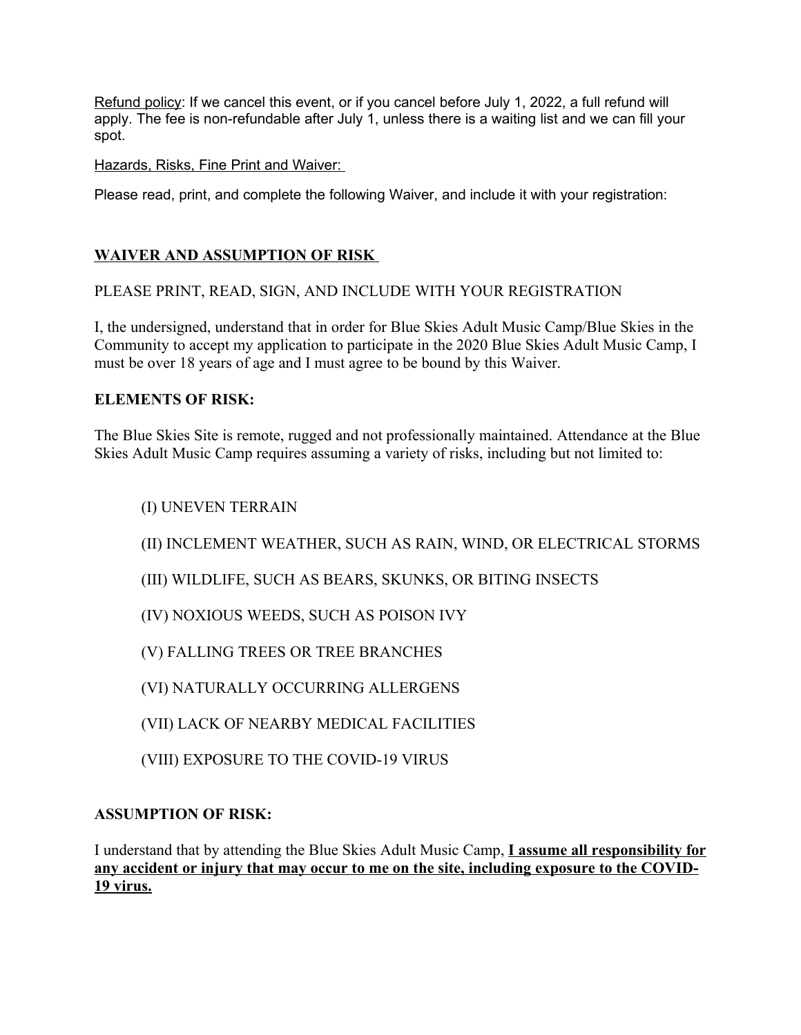<u>Refund policy</u>: If we cancel this event, or if you cancel before July 1, 2022, a full refund will apply. The fee is non-refundable after July 1, unless there is a waiting list and we can fill your spot.

<u>Hazards, Risks, Fine Print and Waiver:</u>

Please read, print, and complete the following Waiver, and include it with your registration:

## **<u>WAIVER AND ASSUMPTION OF RISK</u>**

PLEASE PRINT, READ, SIGN, AND INCLUDE WITH YOUR REGISTRATION

I, the undersigned, understand that in order for Blue Skies Adult Music Camp/Blue Skies in the Community to accept my application to participate in the 2020 Blue Skies Adult Music Camp, I must be over 18 years of age and I must agree to be bound by this Waiver.

### **ELEMENTS OF RISK:**

The Blue Skies Site is remote, rugged and not professionally maintained. Attendance at the Blue Skies Adult Music Camp requires assuming a variety of risks, including but not limited to:

(I) UNEVEN TERRAIN

(II) INCLEMENT WEATHER, SUCH AS RAIN, WIND, OR ELECTRICAL STORMS

(III) WILDLIFE, SUCH AS BEARS, SKUNKS, OR BITING INSECTS

(IV) NOXIOUS WEEDS, SUCH AS POISON IVY

(V) FALLING TREES OR TREE BRANCHES

(VI) NATURALLY OCCURRING ALLERGENS

(VII) LACK OF NEARBY MEDICAL FACILITIES

(VIII) EXPOSURE TO THE COVID-19 VIRUS

### **ASSUMPTION OF RISK:**

I understand that by attending the Blue Skies Adult Music Camp, **<u>I assume all responsibility for any accident or injury that may occur to me on the site, including exposure to the COVID-19 virus.</u>**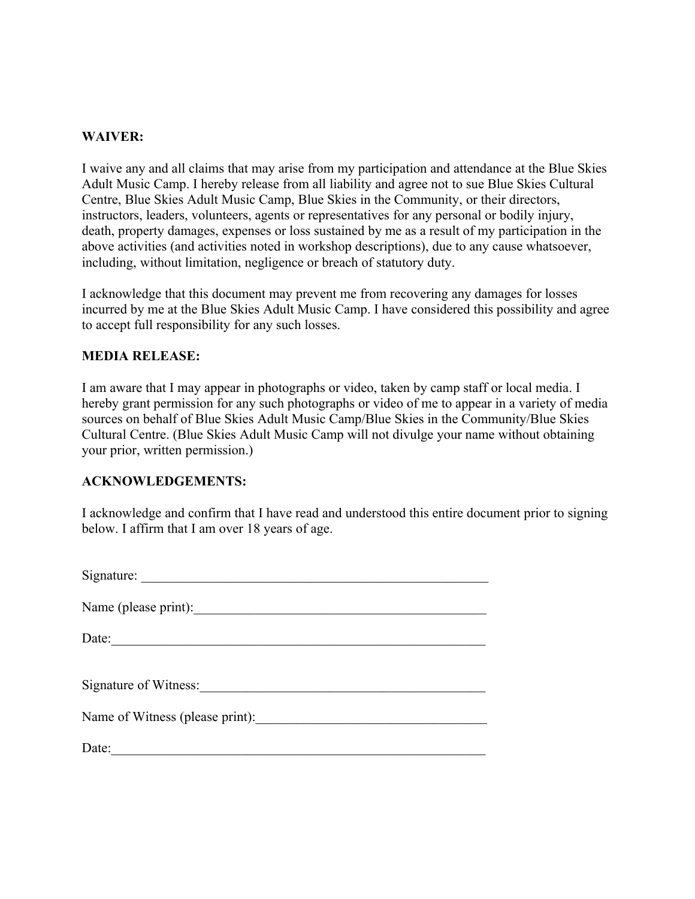**WAIVER:**

I waive any and all claims that may arise from my participation and attendance at the Blue Skies Adult Music Camp. I hereby release from all liability and agree not to sue Blue Skies Cultural Centre, Blue Skies Adult Music Camp, Blue Skies in the Community, or their directors, instructors, leaders, volunteers, agents or representatives for any personal or bodily injury, death, property damages, expenses or loss sustained by me as a result of my participation in the above activities (and activities noted in workshop descriptions), due to any cause whatsoever, including, without limitation, negligence or breach of statutory duty.

I acknowledge that this document may prevent me from recovering any damages for losses incurred by me at the Blue Skies Adult Music Camp. I have considered this possibility and agree to accept full responsibility for any such losses.

**MEDIA RELEASE:**

I am aware that I may appear in photographs or video, taken by camp staff or local media. I hereby grant permission for any such photographs or video of me to appear in a variety of media sources on behalf of Blue Skies Adult Music Camp/Blue Skies in the Community/Blue Skies Cultural Centre. (Blue Skies Adult Music Camp will not divulge your name without obtaining your prior, written permission.)

**ACKNOWLEDGEMENTS:**

I acknowledge and confirm that I have read and understood this entire document prior to signing below. I affirm that I am over 18 years of age.

Signature: ______________________________________________________

Name (please print):____________________________________________

Date:_________________________________________________________

Signature of Witness:____________________________________________

Name of Witness (please print):___________________________________

Date:_________________________________________________________